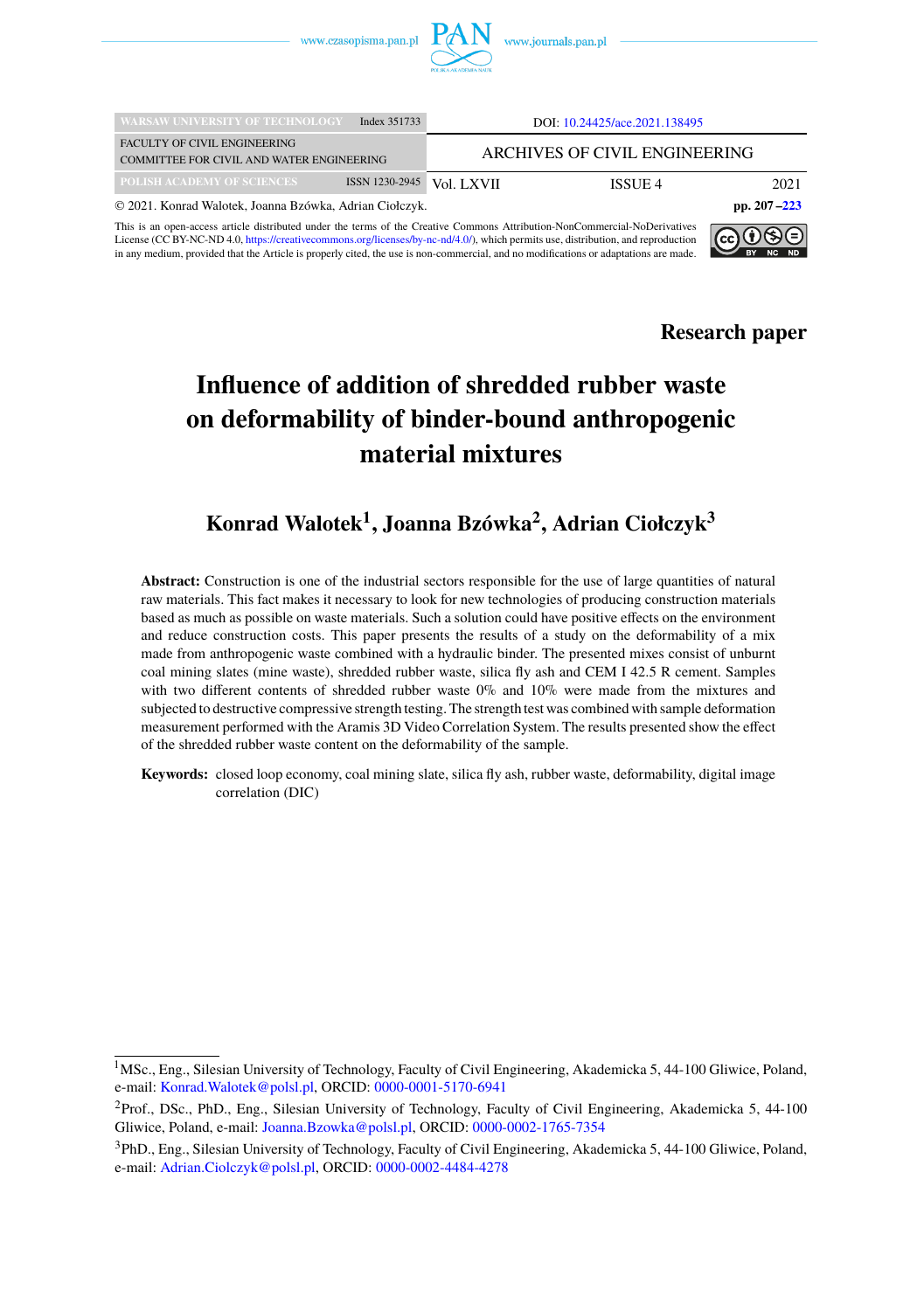DOI: 10.24425/ace.2021.138495

ARCHIVES OF CIVIL ENGINEERING

© 2021. Konrad Walotek, Joanna Bzówka, Adrian Ciołczyk.

This is an open-access article distributed under the terms of the Creative Commons Attribution-NonCommercial-NoDerivatives License (CC BY-NC-ND 4.0, https://creativecommons.org/licenses/by-nc-nd/4.0/), which permits use, distribution, and reproduction in any medium, provided that the Article is properly cited, the use is non-commercial, and no modifications or adaptations are made.

**Research paper**

# Influence of addition of shredded rubber waste on deformability of binder-bound anthropogenic material mixtures

## Konrad Walotek[1], Joanna Bzówka[2], Adrian Ciołczyk[3]

**Abstract:** Construction is one of the industrial sectors responsible for the use of large quantities of natural raw materials. This fact makes it necessary to look for new technologies of producing construction materials based as much as possible on waste materials. Such a solution could have positive effects on the environment and reduce construction costs. This paper presents the results of a study on the deformability of a mix made from anthropogenic waste combined with a hydraulic binder. The presented mixes consist of unburnt coal mining slates (mine waste), shredded rubber waste, silica fly ash and CEM I 42.5 R cement. Samples with two different contents of shredded rubber waste 0% and 10% were made from the mixtures and subjected to destructive compressive strength testing. The strength test was combined with sample deformation measurement performed with the Aramis 3D Video Correlation System. The results presented show the effect of the shredded rubber waste content on the deformability of the sample.

**Keywords:** closed loop economy, coal mining slate, silica fly ash, rubber waste, deformability, digital image correlation (DIC)

---

[1] MSc., Eng., Silesian University of Technology, Faculty of Civil Engineering, Akademicka 5, 44-100 Gliwice, Poland, e-mail: Konrad.Walotek@polsl.pl, ORCID: 0000-0001-5170-6941

[2] Prof., DSc., PhD., Eng., Silesian University of Technology, Faculty of Civil Engineering, Akademicka 5, 44-100 Gliwice, Poland, e-mail: Joanna.Bzowka@polsl.pl, ORCID: 0000-0002-1765-7354

[3] PhD., Eng., Silesian University of Technology, Faculty of Civil Engineering, Akademicka 5, 44-100 Gliwice, Poland, e-mail: Adrian.Ciolczyk@polsl.pl, ORCID: 0000-0002-4484-4278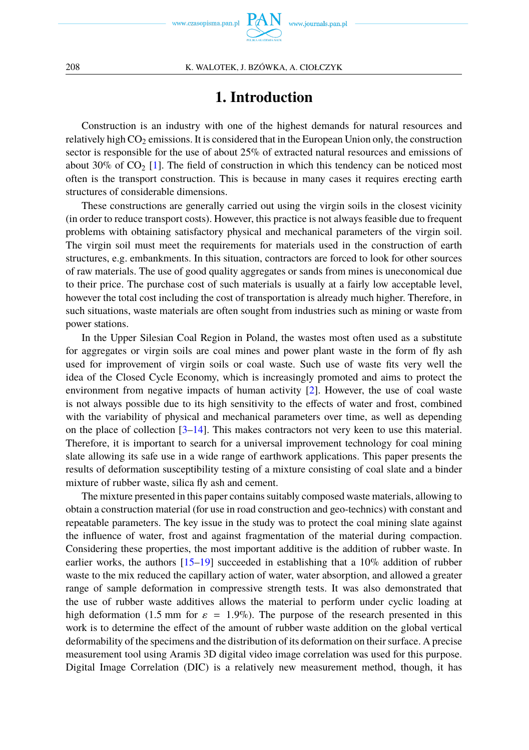# 1. Introduction

Construction is an industry with one of the highest demands for natural resources and relatively high $CO_2$ emissions. It is considered that in the European Union only, the construction sector is responsible for the use of about 25% of extracted natural resources and emissions of about 30% of $CO_2$ [1]. The field of construction in which this tendency can be noticed most often is the transport construction. This is because in many cases it requires erecting earth structures of considerable dimensions.

These constructions are generally carried out using the virgin soils in the closest vicinity (in order to reduce transport costs). However, this practice is not always feasible due to frequent problems with obtaining satisfactory physical and mechanical parameters of the virgin soil. The virgin soil must meet the requirements for materials used in the construction of earth structures, e.g. embankments. In this situation, contractors are forced to look for other sources of raw materials. The use of good quality aggregates or sands from mines is uneconomical due to their price. The purchase cost of such materials is usually at a fairly low acceptable level, however the total cost including the cost of transportation is already much higher. Therefore, in such situations, waste materials are often sought from industries such as mining or waste from power stations.

In the Upper Silesian Coal Region in Poland, the wastes most often used as a substitute for aggregates or virgin soils are coal mines and power plant waste in the form of fly ash used for improvement of virgin soils or coal waste. Such use of waste fits very well the idea of the Closed Cycle Economy, which is increasingly promoted and aims to protect the environment from negative impacts of human activity [2]. However, the use of coal waste is not always possible due to its high sensitivity to the effects of water and frost, combined with the variability of physical and mechanical parameters over time, as well as depending on the place of collection [3–14]. This makes contractors not very keen to use this material. Therefore, it is important to search for a universal improvement technology for coal mining slate allowing its safe use in a wide range of earthwork applications. This paper presents the results of deformation susceptibility testing of a mixture consisting of coal slate and a binder mixture of rubber waste, silica fly ash and cement.

The mixture presented in this paper contains suitably composed waste materials, allowing to obtain a construction material (for use in road construction and geo-technics) with constant and repeatable parameters. The key issue in the study was to protect the coal mining slate against the influence of water, frost and against fragmentation of the material during compaction. Considering these properties, the most important additive is the addition of rubber waste. In earlier works, the authors [15–19] succeeded in establishing that a 10% addition of rubber waste to the mix reduced the capillary action of water, water absorption, and allowed a greater range of sample deformation in compressive strength tests. It was also demonstrated that the use of rubber waste additives allows the material to perform under cyclic loading at high deformation (1.5 mm for $\varepsilon = 1.9\%$). The purpose of the research presented in this work is to determine the effect of the amount of rubber waste addition on the global vertical deformability of the specimens and the distribution of its deformation on their surface. A precise measurement tool using Aramis 3D digital video image correlation was used for this purpose. Digital Image Correlation (DIC) is a relatively new measurement method, though, it has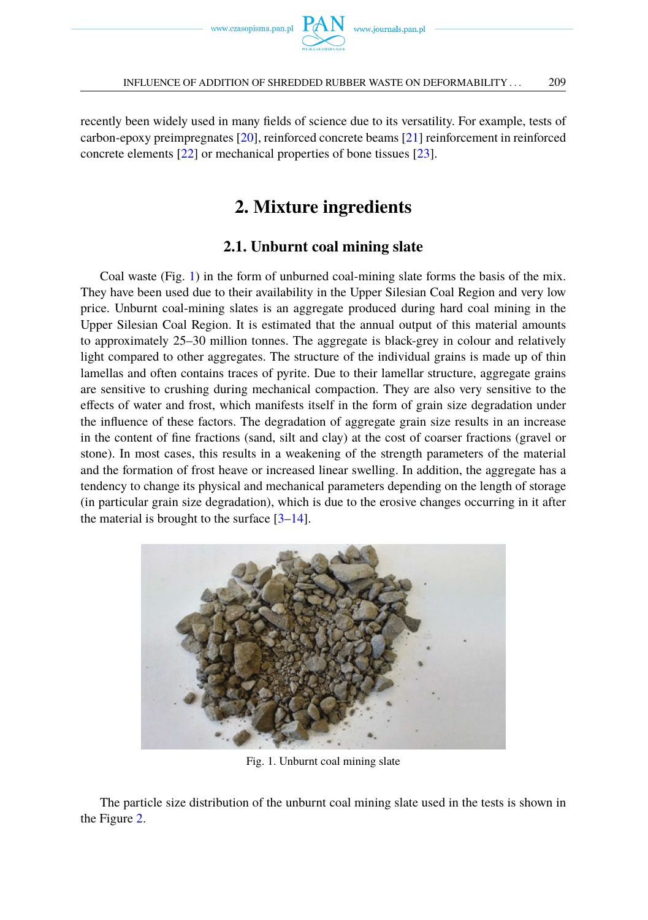recently been widely used in many fields of science due to its versatility. For example, tests of carbon-epoxy preimpregnates [20], reinforced concrete beams [21] reinforcement in reinforced concrete elements [22] or mechanical properties of bone tissues [23].

## 2. Mixture ingredients

### 2.1. Unburnt coal mining slate

Coal waste (Fig. 1) in the form of unburned coal-mining slate forms the basis of the mix. They have been used due to their availability in the Upper Silesian Coal Region and very low price. Unburnt coal-mining slates is an aggregate produced during hard coal mining in the Upper Silesian Coal Region. It is estimated that the annual output of this material amounts to approximately 25–30 million tonnes. The aggregate is black-grey in colour and relatively light compared to other aggregates. The structure of the individual grains is made up of thin lamellas and often contains traces of pyrite. Due to their lamellar structure, aggregate grains are sensitive to crushing during mechanical compaction. They are also very sensitive to the effects of water and frost, which manifests itself in the form of grain size degradation under the influence of these factors. The degradation of aggregate grain size results in an increase in the content of fine fractions (sand, silt and clay) at the cost of coarser fractions (gravel or stone). In most cases, this results in a weakening of the strength parameters of the material and the formation of frost heave or increased linear swelling. In addition, the aggregate has a tendency to change its physical and mechanical parameters depending on the length of storage (in particular grain size degradation), which is due to the erosive changes occurring in it after the material is brought to the surface [3–14].

Fig. 1. Unburnt coal mining slate

The particle size distribution of the unburnt coal mining slate used in the tests is shown in the Figure 2.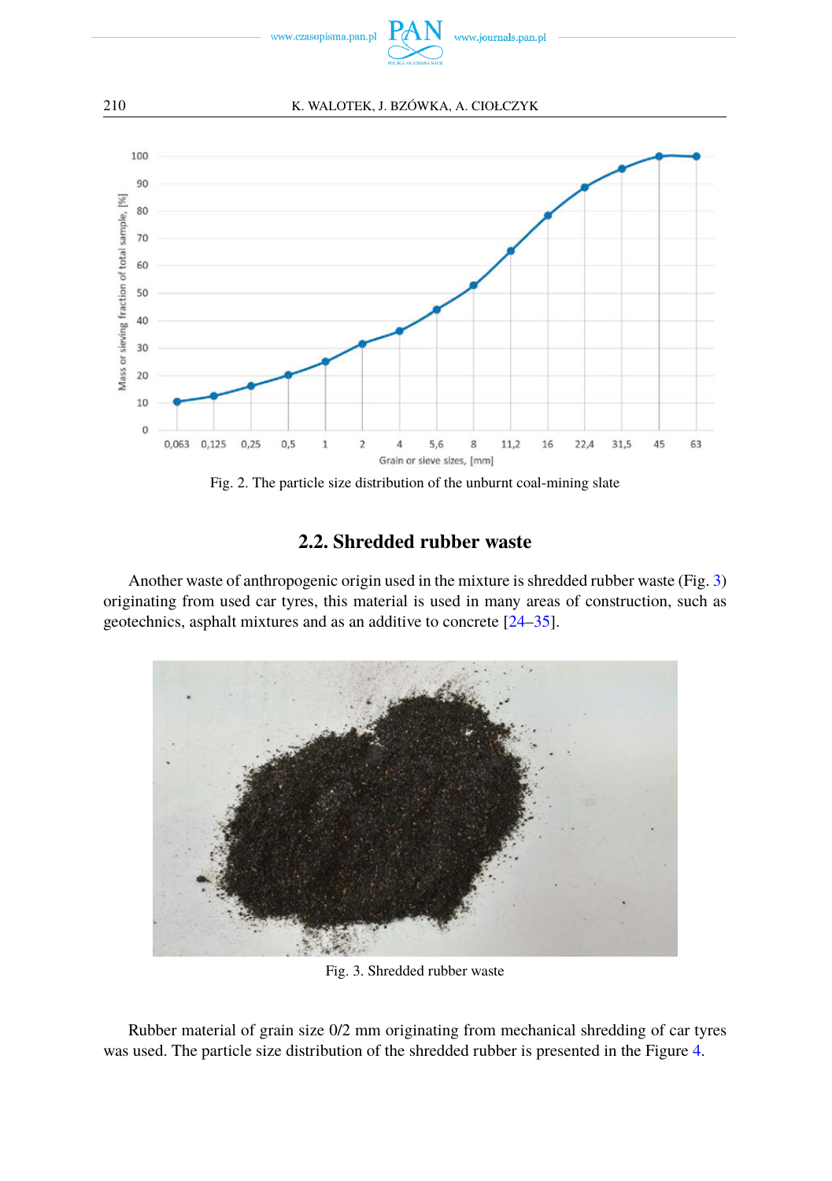Fig. 2. The particle size distribution of the unburnt coal-mining slate

## 2.2. Shredded rubber waste

Another waste of anthropogenic origin used in the mixture is shredded rubber waste (Fig. 3) originating from used car tyres, this material is used in many areas of construction, such as geotechnics, asphalt mixtures and as an additive to concrete [24–35].

Fig. 3. Shredded rubber waste

Rubber material of grain size 0/2 mm originating from mechanical shredding of car tyres was used. The particle size distribution of the shredded rubber is presented in the Figure 4.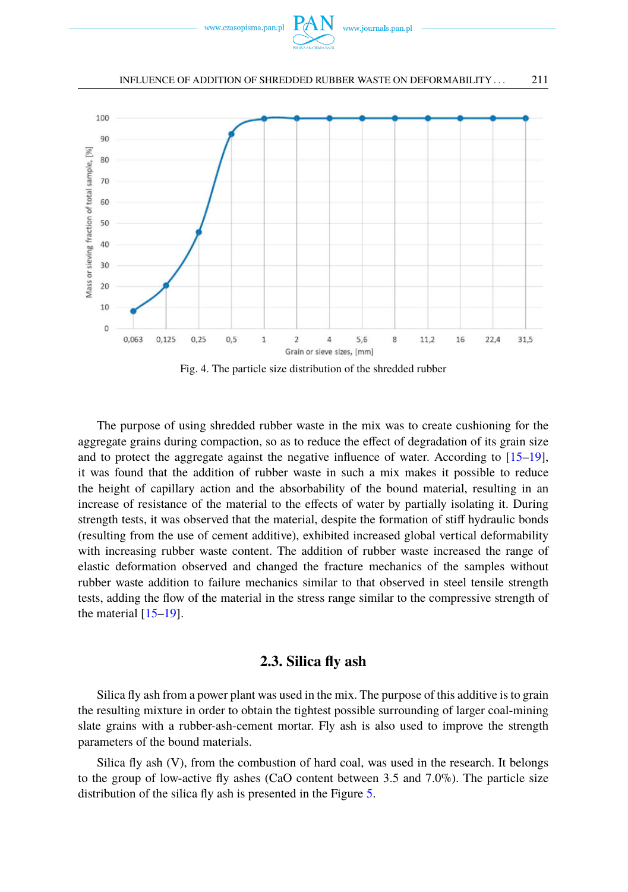Fig. 4. The particle size distribution of the shredded rubber

The purpose of using shredded rubber waste in the mix was to create cushioning for the aggregate grains during compaction, so as to reduce the effect of degradation of its grain size and to protect the aggregate against the negative influence of water. According to [15–19], it was found that the addition of rubber waste in such a mix makes it possible to reduce the height of capillary action and the absorbability of the bound material, resulting in an increase of resistance of the material to the effects of water by partially isolating it. During strength tests, it was observed that the material, despite the formation of stiff hydraulic bonds (resulting from the use of cement additive), exhibited increased global vertical deformability with increasing rubber waste content. The addition of rubber waste increased the range of elastic deformation observed and changed the fracture mechanics of the samples without rubber waste addition to failure mechanics similar to that observed in steel tensile strength tests, adding the flow of the material in the stress range similar to the compressive strength of the material [15–19].

### 2.3. Silica fly ash

Silica fly ash from a power plant was used in the mix. The purpose of this additive is to grain the resulting mixture in order to obtain the tightest possible surrounding of larger coal-mining slate grains with a rubber-ash-cement mortar. Fly ash is also used to improve the strength parameters of the bound materials.

Silica fly ash (V), from the combustion of hard coal, was used in the research. It belongs to the group of low-active fly ashes (CaO content between 3.5 and 7.0%). The particle size distribution of the silica fly ash is presented in the Figure 5.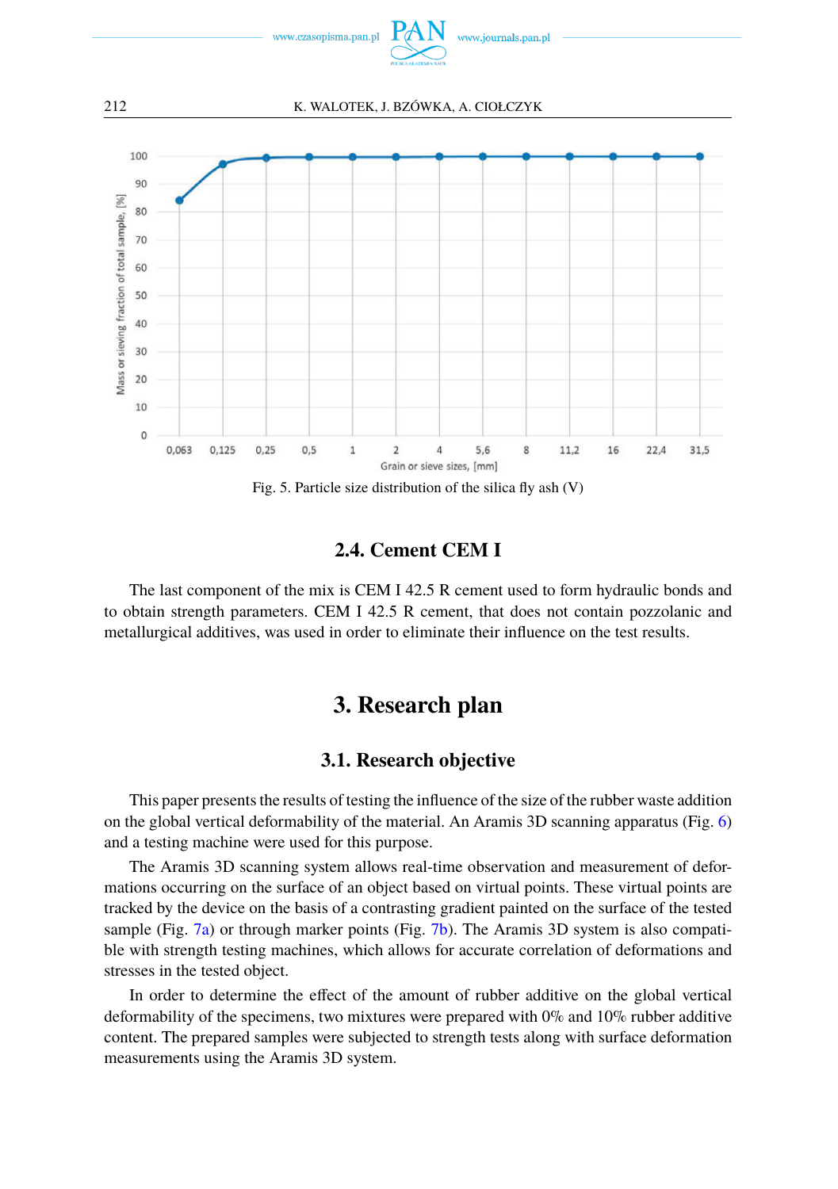Fig. 5. Particle size distribution of the silica fly ash (V)

### 2.4. Cement CEM I

The last component of the mix is CEM I 42.5 R cement used to form hydraulic bonds and to obtain strength parameters. CEM I 42.5 R cement, that does not contain pozzolanic and metallurgical additives, was used in order to eliminate their influence on the test results.

## 3. Research plan

### 3.1. Research objective

This paper presents the results of testing the influence of the size of the rubber waste addition on the global vertical deformability of the material. An Aramis 3D scanning apparatus (Fig. 6) and a testing machine were used for this purpose.

The Aramis 3D scanning system allows real-time observation and measurement of deformations occurring on the surface of an object based on virtual points. These virtual points are tracked by the device on the basis of a contrasting gradient painted on the surface of the tested sample (Fig. 7a) or through marker points (Fig. 7b). The Aramis 3D system is also compatible with strength testing machines, which allows for accurate correlation of deformations and stresses in the tested object.

In order to determine the effect of the amount of rubber additive on the global vertical deformability of the specimens, two mixtures were prepared with 0% and 10% rubber additive content. The prepared samples were subjected to strength tests along with surface deformation measurements using the Aramis 3D system.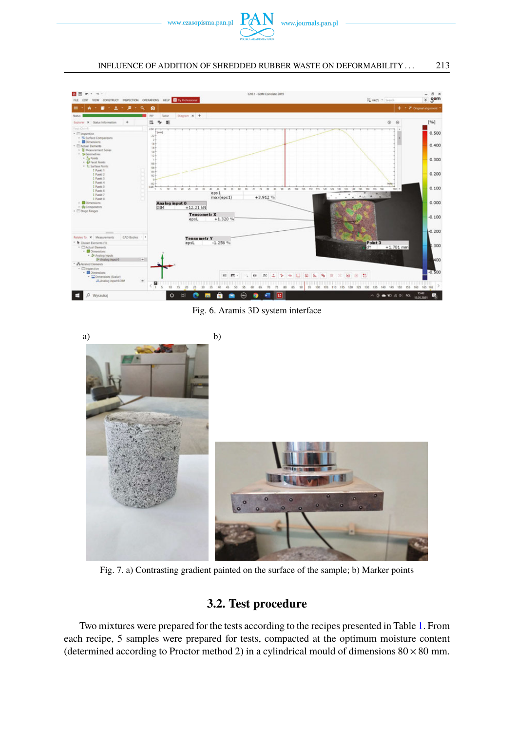Fig. 6. Aramis 3D system interface

a)

b)

Fig. 7. a) Contrasting gradient painted on the surface of the sample; b) Marker points

## 3.2. Test procedure

Two mixtures were prepared for the tests according to the recipes presented in Table 1. From each recipe, 5 samples were prepared for tests, compacted at the optimum moisture content (determined according to Proctor method 2) in a cylindrical mould of dimensions $80 \times 80$ mm.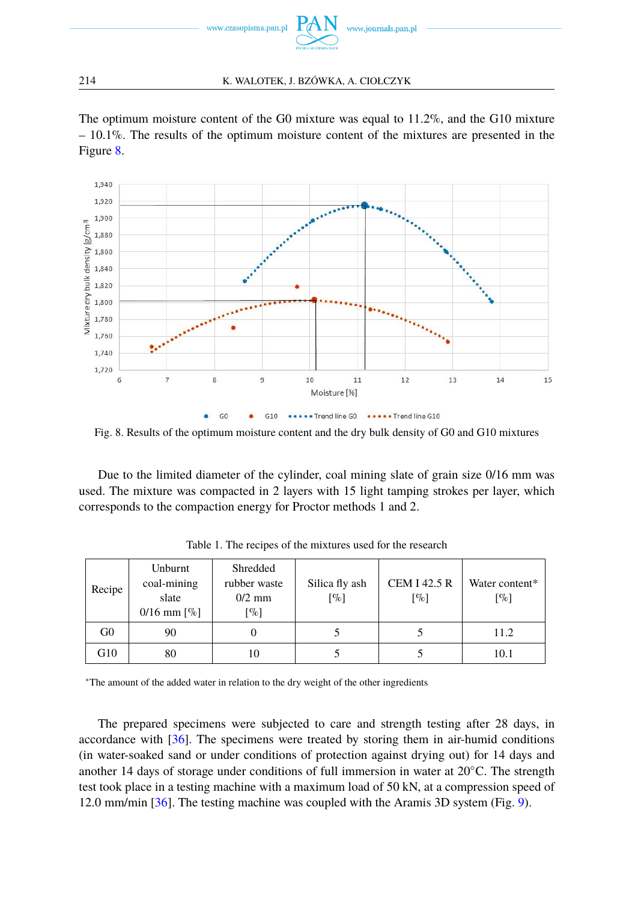The optimum moisture content of the G0 mixture was equal to 11.2%, and the G10 mixture – 10.1%. The results of the optimum moisture content of the mixtures are presented in the Figure 8.

Fig. 8. Results of the optimum moisture content and the dry bulk density of G0 and G10 mixtures

Due to the limited diameter of the cylinder, coal mining slate of grain size 0/16 mm was used. The mixture was compacted in 2 layers with 15 light tamping strokes per layer, which corresponds to the compaction energy for Proctor methods 1 and 2.

Table 1. The recipes of the mixtures used for the research

| Recipe | Unburnt coal-mining slate 0/16 mm [%] | Shredded rubber waste 0/2 mm [%] | Silica fly ash [%] | CEM I 42.5 R [%] | Water content* [%] |
|---|---|---|---|---|---|
| G0 | 90 | 0 | 5 | 5 | 11.2 |
| G10 | 80 | 10 | 5 | 5 | 10.1 |

*The amount of the added water in relation to the dry weight of the other ingredients

The prepared specimens were subjected to care and strength testing after 28 days, in accordance with [36]. The specimens were treated by storing them in air-humid conditions (in water-soaked sand or under conditions of protection against drying out) for 14 days and another 14 days of storage under conditions of full immersion in water at 20°C. The strength test took place in a testing machine with a maximum load of 50 kN, at a compression speed of 12.0 mm/min [36]. The testing machine was coupled with the Aramis 3D system (Fig. 9).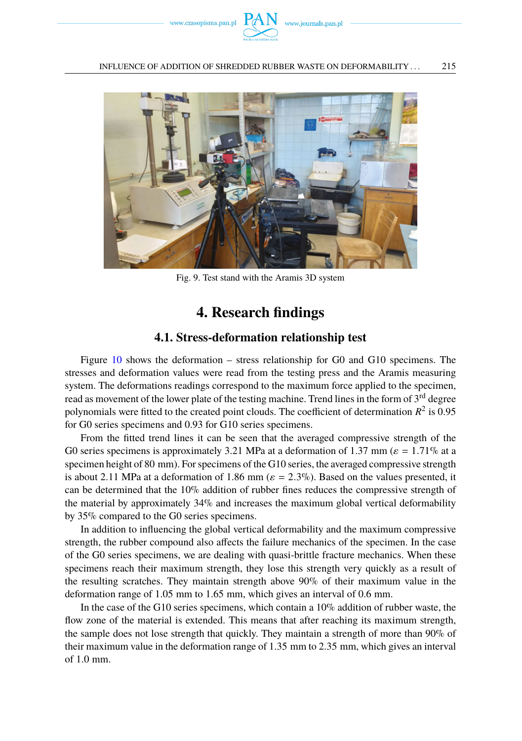Fig. 9. Test stand with the Aramis 3D system

# 4. Research findings

## 4.1. Stress-deformation relationship test

Figure 10 shows the deformation – stress relationship for G0 and G10 specimens. The stresses and deformation values were read from the testing press and the Aramis measuring system. The deformations readings correspond to the maximum force applied to the specimen, read as movement of the lower plate of the testing machine. Trend lines in the form of 3rd degree polynomials were fitted to the created point clouds. The coefficient of determination $R^2$ is 0.95 for G0 series specimens and 0.93 for G10 series specimens.

From the fitted trend lines it can be seen that the averaged compressive strength of the G0 series specimens is approximately 3.21 MPa at a deformation of 1.37 mm ($\varepsilon$ = 1.71% at a specimen height of 80 mm). For specimens of the G10 series, the averaged compressive strength is about 2.11 MPa at a deformation of 1.86 mm ($\varepsilon$ = 2.3%). Based on the values presented, it can be determined that the 10% addition of rubber fines reduces the compressive strength of the material by approximately 34% and increases the maximum global vertical deformability by 35% compared to the G0 series specimens.

In addition to influencing the global vertical deformability and the maximum compressive strength, the rubber compound also affects the failure mechanics of the specimen. In the case of the G0 series specimens, we are dealing with quasi-brittle fracture mechanics. When these specimens reach their maximum strength, they lose this strength very quickly as a result of the resulting scratches. They maintain strength above 90% of their maximum value in the deformation range of 1.05 mm to 1.65 mm, which gives an interval of 0.6 mm.

In the case of the G10 series specimens, which contain a 10% addition of rubber waste, the flow zone of the material is extended. This means that after reaching its maximum strength, the sample does not lose strength that quickly. They maintain a strength of more than 90% of their maximum value in the deformation range of 1.35 mm to 2.35 mm, which gives an interval of 1.0 mm.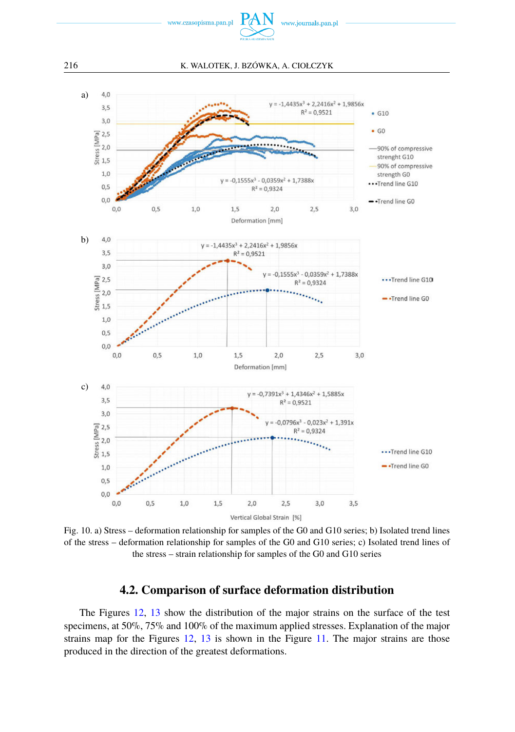Fig. 10. a) Stress – deformation relationship for samples of the G0 and G10 series; b) Isolated trend lines of the stress – deformation relationship for samples of the G0 and G10 series; c) Isolated trend lines of the stress – strain relationship for samples of the G0 and G10 series

### 4.2. Comparison of surface deformation distribution

The Figures 12, 13 show the distribution of the major strains on the surface of the test specimens, at 50%, 75% and 100% of the maximum applied stresses. Explanation of the major strains map for the Figures 12, 13 is shown in the Figure 11. The major strains are those produced in the direction of the greatest deformations.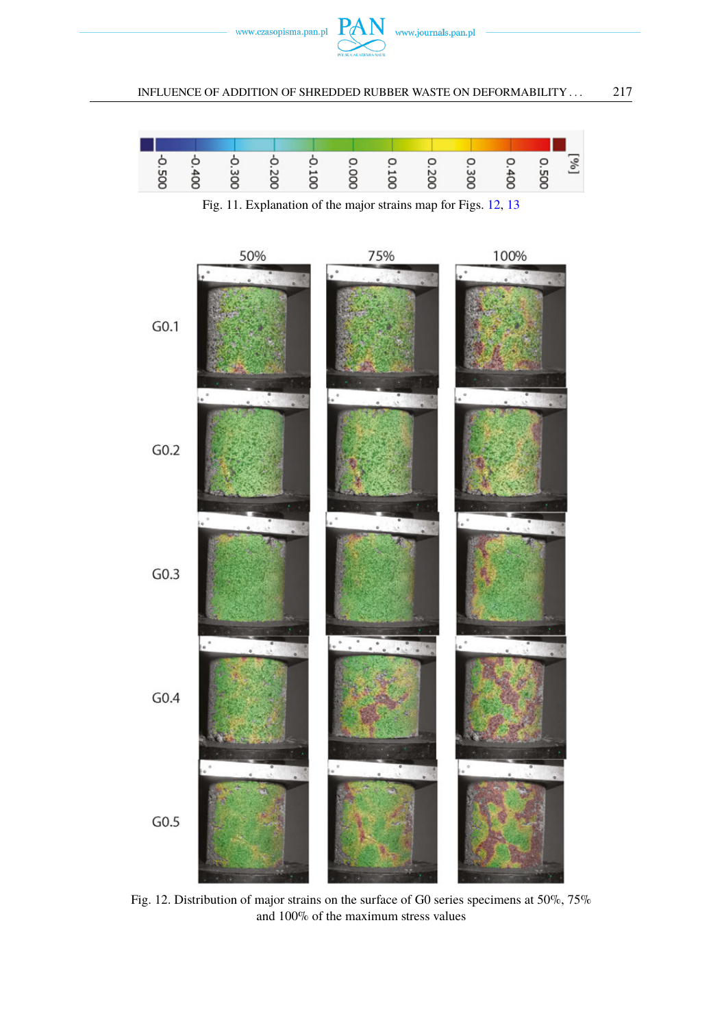Fig. 11. Explanation of the major strains map for Figs. 12, 13

Fig. 12. Distribution of major strains on the surface of G0 series specimens at 50%, 75% and 100% of the maximum stress values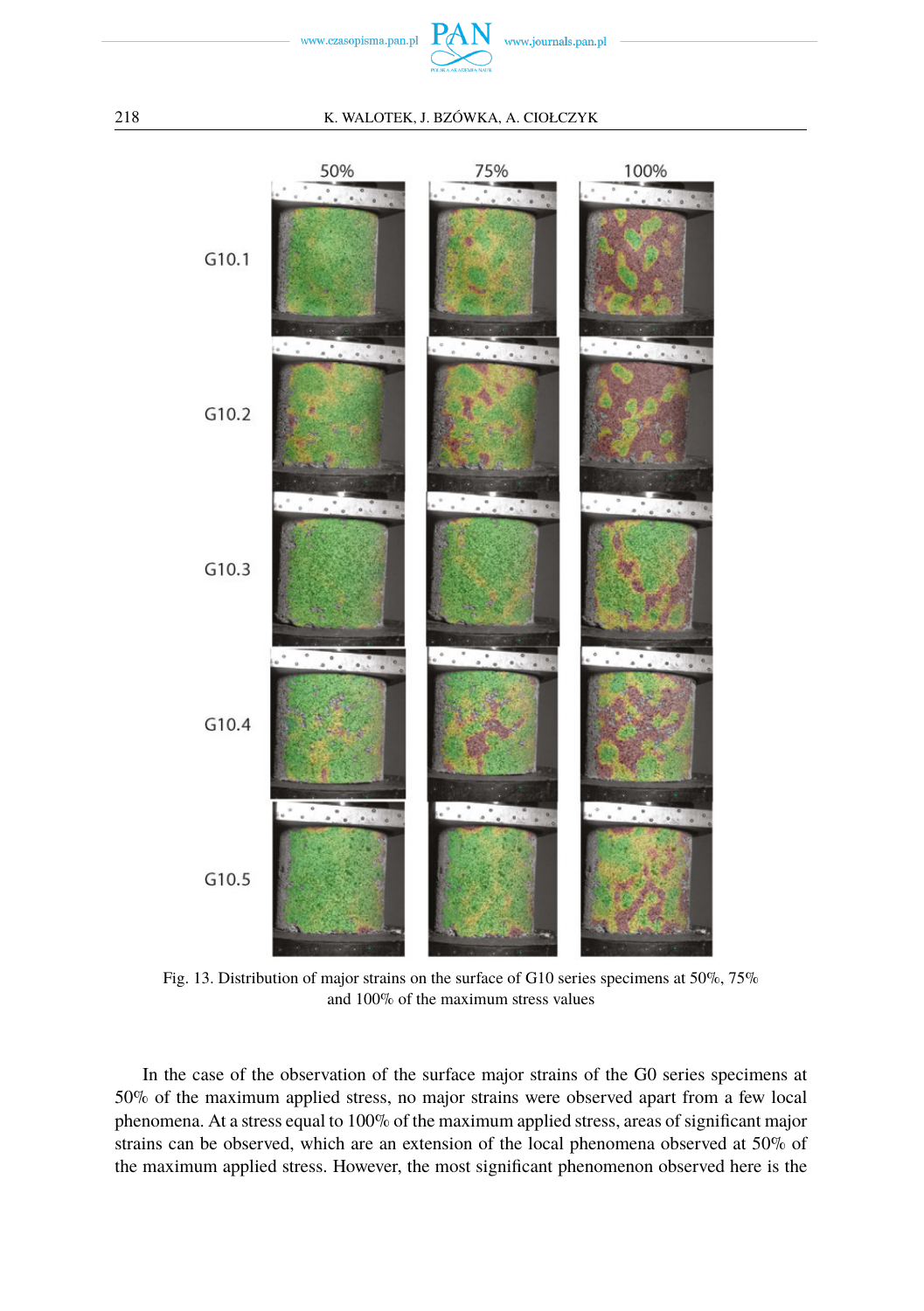Fig. 13. Distribution of major strains on the surface of G10 series specimens at 50%, 75% and 100% of the maximum stress values

In the case of the observation of the surface major strains of the G0 series specimens at 50% of the maximum applied stress, no major strains were observed apart from a few local phenomena. At a stress equal to 100% of the maximum applied stress, areas of significant major strains can be observed, which are an extension of the local phenomena observed at 50% of the maximum applied stress. However, the most significant phenomenon observed here is the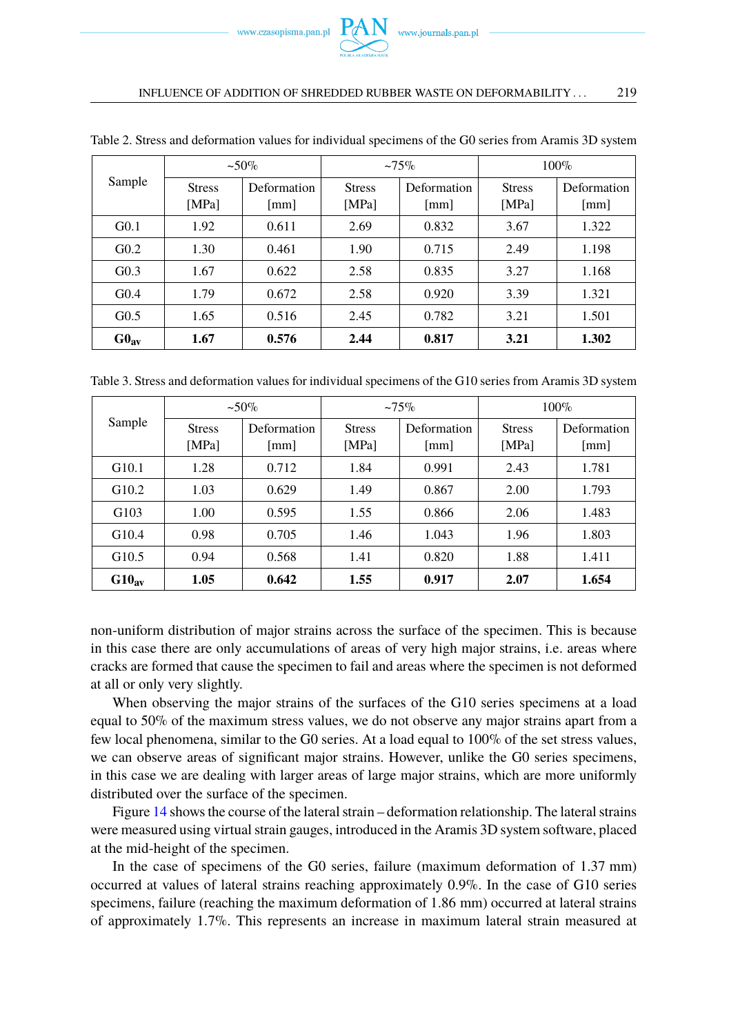Table 2. Stress and deformation values for individual specimens of the G0 series from Aramis 3D system

| Sample | ~50% | | ~75% | | 100% | |
|---|---|---|---|---|---|---|
| | Stress [MPa] | Deformation [mm] | Stress [MPa] | Deformation [mm] | Stress [MPa] | Deformation [mm] |
| G0.1 | 1.92 | 0.611 | 2.69 | 0.832 | 3.67 | 1.322 |
| G0.2 | 1.30 | 0.461 | 1.90 | 0.715 | 2.49 | 1.198 |
| G0.3 | 1.67 | 0.622 | 2.58 | 0.835 | 3.27 | 1.168 |
| G0.4 | 1.79 | 0.672 | 2.58 | 0.920 | 3.39 | 1.321 |
| G0.5 | 1.65 | 0.516 | 2.45 | 0.782 | 3.21 | 1.501 |
| **$G0_{av}$** | **1.67** | **0.576** | **2.44** | **0.817** | **3.21** | **1.302** |

Table 3. Stress and deformation values for individual specimens of the G10 series from Aramis 3D system

| Sample | ~50% | | ~75% | | 100% | |
|---|---|---|---|---|---|---|
| | Stress [MPa] | Deformation [mm] | Stress [MPa] | Deformation [mm] | Stress [MPa] | Deformation [mm] |
| G10.1 | 1.28 | 0.712 | 1.84 | 0.991 | 2.43 | 1.781 |
| G10.2 | 1.03 | 0.629 | 1.49 | 0.867 | 2.00 | 1.793 |
| G103 | 1.00 | 0.595 | 1.55 | 0.866 | 2.06 | 1.483 |
| G10.4 | 0.98 | 0.705 | 1.46 | 1.043 | 1.96 | 1.803 |
| G10.5 | 0.94 | 0.568 | 1.41 | 0.820 | 1.88 | 1.411 |
| **$G10_{av}$** | **1.05** | **0.642** | **1.55** | **0.917** | **2.07** | **1.654** |

non-uniform distribution of major strains across the surface of the specimen. This is because in this case there are only accumulations of areas of very high major strains, i.e. areas where cracks are formed that cause the specimen to fail and areas where the specimen is not deformed at all or only very slightly.

When observing the major strains of the surfaces of the G10 series specimens at a load equal to 50% of the maximum stress values, we do not observe any major strains apart from a few local phenomena, similar to the G0 series. At a load equal to 100% of the set stress values, we can observe areas of significant major strains. However, unlike the G0 series specimens, in this case we are dealing with larger areas of large major strains, which are more uniformly distributed over the surface of the specimen.

Figure 14 shows the course of the lateral strain – deformation relationship. The lateral strains were measured using virtual strain gauges, introduced in the Aramis 3D system software, placed at the mid-height of the specimen.

In the case of specimens of the G0 series, failure (maximum deformation of 1.37 mm) occurred at values of lateral strains reaching approximately 0.9%. In the case of G10 series specimens, failure (reaching the maximum deformation of 1.86 mm) occurred at lateral strains of approximately 1.7%. This represents an increase in maximum lateral strain measured at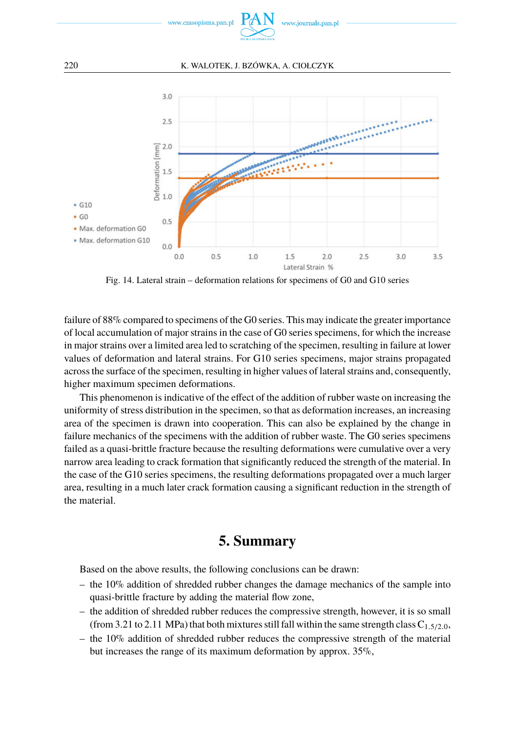Fig. 14. Lateral strain – deformation relations for specimens of G0 and G10 series

failure of 88% compared to specimens of the G0 series. This may indicate the greater importance of local accumulation of major strains in the case of G0 series specimens, for which the increase in major strains over a limited area led to scratching of the specimen, resulting in failure at lower values of deformation and lateral strains. For G10 series specimens, major strains propagated across the surface of the specimen, resulting in higher values of lateral strains and, consequently, higher maximum specimen deformations.

This phenomenon is indicative of the effect of the addition of rubber waste on increasing the uniformity of stress distribution in the specimen, so that as deformation increases, an increasing area of the specimen is drawn into cooperation. This can also be explained by the change in failure mechanics of the specimens with the addition of rubber waste. The G0 series specimens failed as a quasi-brittle fracture because the resulting deformations were cumulative over a very narrow area leading to crack formation that significantly reduced the strength of the material. In the case of the G10 series specimens, the resulting deformations propagated over a much larger area, resulting in a much later crack formation causing a significant reduction in the strength of the material.

## 5. Summary

Based on the above results, the following conclusions can be drawn:

- the 10% addition of shredded rubber changes the damage mechanics of the sample into quasi-brittle fracture by adding the material flow zone,
- the addition of shredded rubber reduces the compressive strength, however, it is so small (from 3.21 to 2.11 MPa) that both mixtures still fall within the same strength class $C_{1.5/2.0}$,
- the 10% addition of shredded rubber reduces the compressive strength of the material but increases the range of its maximum deformation by approx. 35%,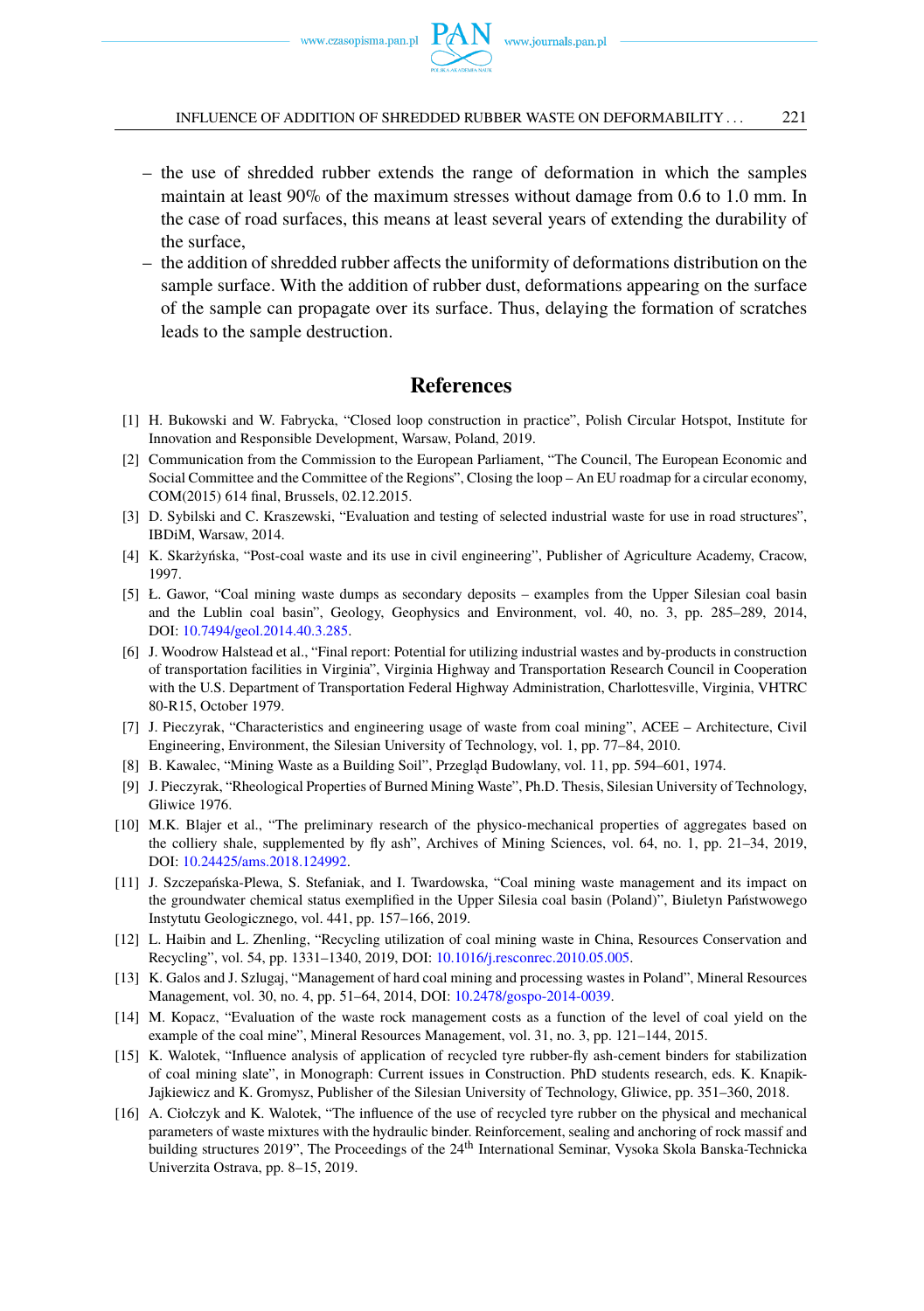– the use of shredded rubber extends the range of deformation in which the samples maintain at least 90% of the maximum stresses without damage from 0.6 to 1.0 mm. In the case of road surfaces, this means at least several years of extending the durability of the surface,

– the addition of shredded rubber affects the uniformity of deformations distribution on the sample surface. With the addition of rubber dust, deformations appearing on the surface of the sample can propagate over its surface. Thus, delaying the formation of scratches leads to the sample destruction.

## References

[1] H. Bukowski and W. Fabrycka, "Closed loop construction in practice", Polish Circular Hotspot, Institute for Innovation and Responsible Development, Warsaw, Poland, 2019.

[2] Communication from the Commission to the European Parliament, "The Council, The European Economic and Social Committee and the Committee of the Regions", Closing the loop – An EU roadmap for a circular economy, COM(2015) 614 final, Brussels, 02.12.2015.

[3] D. Sybilski and C. Kraszewski, "Evaluation and testing of selected industrial waste for use in road structures", IBDiM, Warsaw, 2014.

[4] K. Skarżyńska, "Post-coal waste and its use in civil engineering", Publisher of Agriculture Academy, Cracow, 1997.

[5] Ł. Gawor, "Coal mining waste dumps as secondary deposits – examples from the Upper Silesian coal basin and the Lublin coal basin", Geology, Geophysics and Environment, vol. 40, no. 3, pp. 285–289, 2014, DOI: 10.7494/geol.2014.40.3.285.

[6] J. Woodrow Halstead et al., "Final report: Potential for utilizing industrial wastes and by-products in construction of transportation facilities in Virginia", Virginia Highway and Transportation Research Council in Cooperation with the U.S. Department of Transportation Federal Highway Administration, Charlottesville, Virginia, VHTRC 80-R15, October 1979.

[7] J. Pieczyrak, "Characteristics and engineering usage of waste from coal mining", ACEE – Architecture, Civil Engineering, Environment, the Silesian University of Technology, vol. 1, pp. 77–84, 2010.

[8] B. Kawalec, "Mining Waste as a Building Soil", Przegląd Budowlany, vol. 11, pp. 594–601, 1974.

[9] J. Pieczyrak, "Rheological Properties of Burned Mining Waste", Ph.D. Thesis, Silesian University of Technology, Gliwice 1976.

[10] M.K. Blajer et al., "The preliminary research of the physico-mechanical properties of aggregates based on the colliery shale, supplemented by fly ash", Archives of Mining Sciences, vol. 64, no. 1, pp. 21–34, 2019, DOI: 10.24425/ams.2018.124992.

[11] J. Szczepańska-Plewa, S. Stefaniak, and I. Twardowska, "Coal mining waste management and its impact on the groundwater chemical status exemplified in the Upper Silesia coal basin (Poland)", Biuletyn Państwowego Instytutu Geologicznego, vol. 441, pp. 157–166, 2019.

[12] L. Haibin and L. Zhenling, "Recycling utilization of coal mining waste in China, Resources Conservation and Recycling", vol. 54, pp. 1331–1340, 2019, DOI: 10.1016/j.resconrec.2010.05.005.

[13] K. Galos and J. Szlugaj, "Management of hard coal mining and processing wastes in Poland", Mineral Resources Management, vol. 30, no. 4, pp. 51–64, 2014, DOI: 10.2478/gospo-2014-0039.

[14] M. Kopacz, "Evaluation of the waste rock management costs as a function of the level of coal yield on the example of the coal mine", Mineral Resources Management, vol. 31, no. 3, pp. 121–144, 2015.

[15] K. Walotek, "Influence analysis of application of recycled tyre rubber-fly ash-cement binders for stabilization of coal mining slate", in Monograph: Current issues in Construction. PhD students research, eds. K. Knapik-Jajkiewicz and K. Gromysz, Publisher of the Silesian University of Technology, Gliwice, pp. 351–360, 2018.

[16] A. Ciołczyk and K. Walotek, "The influence of the use of recycled tyre rubber on the physical and mechanical parameters of waste mixtures with the hydraulic binder. Reinforcement, sealing and anchoring of rock massif and building structures 2019", The Proceedings of the 24th International Seminar, Vysoka Skola Banska-Technicka Univerzita Ostrava, pp. 8–15, 2019.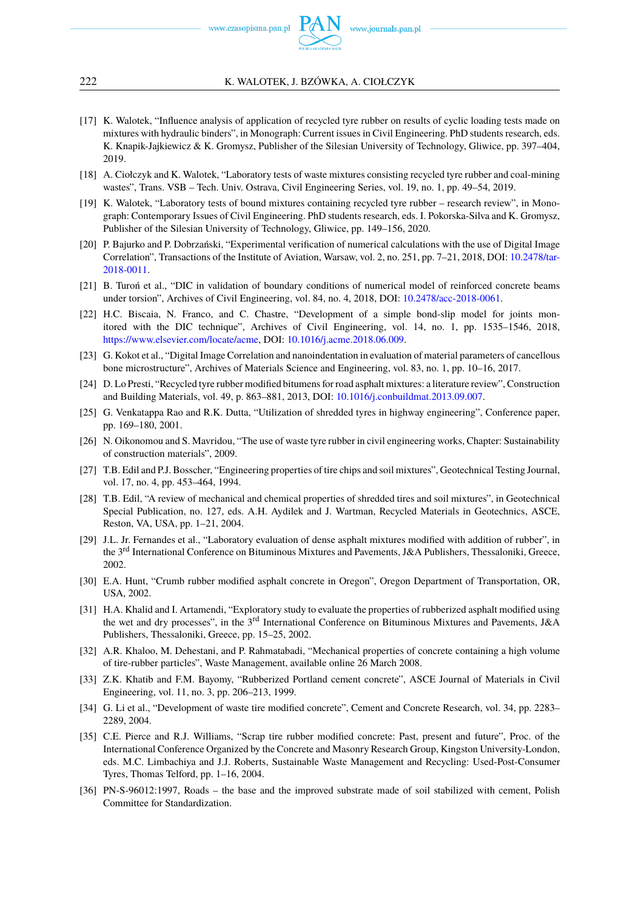[17] K. Walotek, "Influence analysis of application of recycled tyre rubber on results of cyclic loading tests made on mixtures with hydraulic binders", in Monograph: Current issues in Civil Engineering. PhD students research, eds. K. Knapik-Jajkiewicz & K. Gromysz, Publisher of the Silesian University of Technology, Gliwice, pp. 397–404, 2019.

[18] A. Ciołczyk and K. Walotek, "Laboratory tests of waste mixtures consisting recycled tyre rubber and coal-mining wastes", Trans. VSB – Tech. Univ. Ostrava, Civil Engineering Series, vol. 19, no. 1, pp. 49–54, 2019.

[19] K. Walotek, "Laboratory tests of bound mixtures containing recycled tyre rubber – research review", in Monograph: Contemporary Issues of Civil Engineering. PhD students research, eds. I. Pokorska-Silva and K. Gromysz, Publisher of the Silesian University of Technology, Gliwice, pp. 149–156, 2020.

[20] P. Bajurko and P. Dobrzański, "Experimental verification of numerical calculations with the use of Digital Image Correlation", Transactions of the Institute of Aviation, Warsaw, vol. 2, no. 251, pp. 7–21, 2018, DOI: 10.2478/tar-2018-0011.

[21] B. Turoń et al., "DIC in validation of boundary conditions of numerical model of reinforced concrete beams under torsion", Archives of Civil Engineering, vol. 84, no. 4, 2018, DOI: 10.2478/acc-2018-0061.

[22] H.C. Biscaia, N. Franco, and C. Chastre, "Development of a simple bond-slip model for joints monitored with the DIC technique", Archives of Civil Engineering, vol. 14, no. 1, pp. 1535–1546, 2018, https://www.elsevier.com/locate/acme, DOI: 10.1016/j.acme.2018.06.009.

[23] G. Kokot et al., "Digital Image Correlation and nanoindentation in evaluation of material parameters of cancellous bone microstructure", Archives of Materials Science and Engineering, vol. 83, no. 1, pp. 10–16, 2017.

[24] D. Lo Presti, "Recycled tyre rubber modified bitumens for road asphalt mixtures: a literature review", Construction and Building Materials, vol. 49, p. 863–881, 2013, DOI: 10.1016/j.conbuildmat.2013.09.007.

[25] G. Venkatappa Rao and R.K. Dutta, "Utilization of shredded tyres in highway engineering", Conference paper, pp. 169–180, 2001.

[26] N. Oikonomou and S. Mavridou, "The use of waste tyre rubber in civil engineering works, Chapter: Sustainability of construction materials", 2009.

[27] T.B. Edil and P.J. Bosscher, "Engineering properties of tire chips and soil mixtures", Geotechnical Testing Journal, vol. 17, no. 4, pp. 453–464, 1994.

[28] T.B. Edil, "A review of mechanical and chemical properties of shredded tires and soil mixtures", in Geotechnical Special Publication, no. 127, eds. A.H. Aydilek and J. Wartman, Recycled Materials in Geotechnics, ASCE, Reston, VA, USA, pp. 1–21, 2004.

[29] J.L. Jr. Fernandes et al., "Laboratory evaluation of dense asphalt mixtures modified with addition of rubber", in the 3rd International Conference on Bituminous Mixtures and Pavements, J&A Publishers, Thessaloniki, Greece, 2002.

[30] E.A. Hunt, "Crumb rubber modified asphalt concrete in Oregon", Oregon Department of Transportation, OR, USA, 2002.

[31] H.A. Khalid and I. Artamendi, "Exploratory study to evaluate the properties of rubberized asphalt modified using the wet and dry processes", in the 3rd International Conference on Bituminous Mixtures and Pavements, J&A Publishers, Thessaloniki, Greece, pp. 15–25, 2002.

[32] A.R. Khaloo, M. Dehestani, and P. Rahmatabadi, "Mechanical properties of concrete containing a high volume of tire-rubber particles", Waste Management, available online 26 March 2008.

[33] Z.K. Khatib and F.M. Bayomy, "Rubberized Portland cement concrete", ASCE Journal of Materials in Civil Engineering, vol. 11, no. 3, pp. 206–213, 1999.

[34] G. Li et al., "Development of waste tire modified concrete", Cement and Concrete Research, vol. 34, pp. 2283–2289, 2004.

[35] C.E. Pierce and R.J. Williams, "Scrap tire rubber modified concrete: Past, present and future", Proc. of the International Conference Organized by the Concrete and Masonry Research Group, Kingston University-London, eds. M.C. Limbachiya and J.J. Roberts, Sustainable Waste Management and Recycling: Used-Post-Consumer Tyres, Thomas Telford, pp. 1–16, 2004.

[36] PN-S-96012:1997, Roads – the base and the improved substrate made of soil stabilized with cement, Polish Committee for Standardization.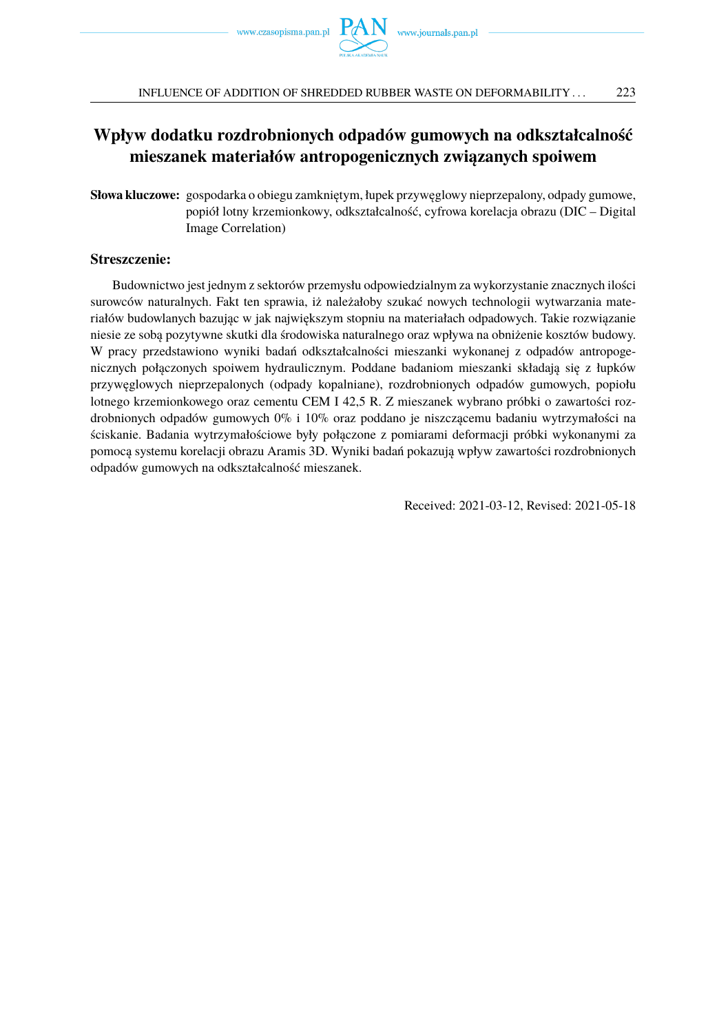# Wpływ dodatku rozdrobnionych odpadów gumowych na odkształcalność mieszanek materiałów antropogenicznych związanych spoiwem

**Słowa kluczowe:** gospodarka o obiegu zamkniętym, łupek przywęglowy nieprzepalony, odpady gumowe, popiół lotny krzemionkowy, odkształcalność, cyfrowa korelacja obrazu (DIC – Digital Image Correlation)

## Streszczenie:

Budownictwo jest jednym z sektorów przemysłu odpowiedzialnym za wykorzystanie znacznych ilości surowców naturalnych. Fakt ten sprawia, iż należałoby szukać nowych technologii wytwarzania materiałów budowlanych bazując w jak największym stopniu na materiałach odpadowych. Takie rozwiązanie niesie ze sobą pozytywne skutki dla środowiska naturalnego oraz wpływa na obniżenie kosztów budowy. W pracy przedstawiono wyniki badań odkształcalności mieszanki wykonanej z odpadów antropogenicznych połączonych spoiwem hydraulicznym. Poddane badaniom mieszanki składają się z łupków przywęglowych nieprzepalonych (odpady kopalniane), rozdrobnionych odpadów gumowych, popiołu lotnego krzemionkowego oraz cementu CEM I 42,5 R. Z mieszanek wybrano próbki o zawartości rozdrobnionych odpadów gumowych 0% i 10% oraz poddano je niszczącemu badaniu wytrzymałości na ściskanie. Badania wytrzymałościowe były połączone z pomiarami deformacji próbki wykonanymi za pomocą systemu korelacji obrazu Aramis 3D. Wyniki badań pokazują wpływ zawartości rozdrobnionych odpadów gumowych na odkształcalność mieszanek.

Received: 2021-03-12, Revised: 2021-05-18